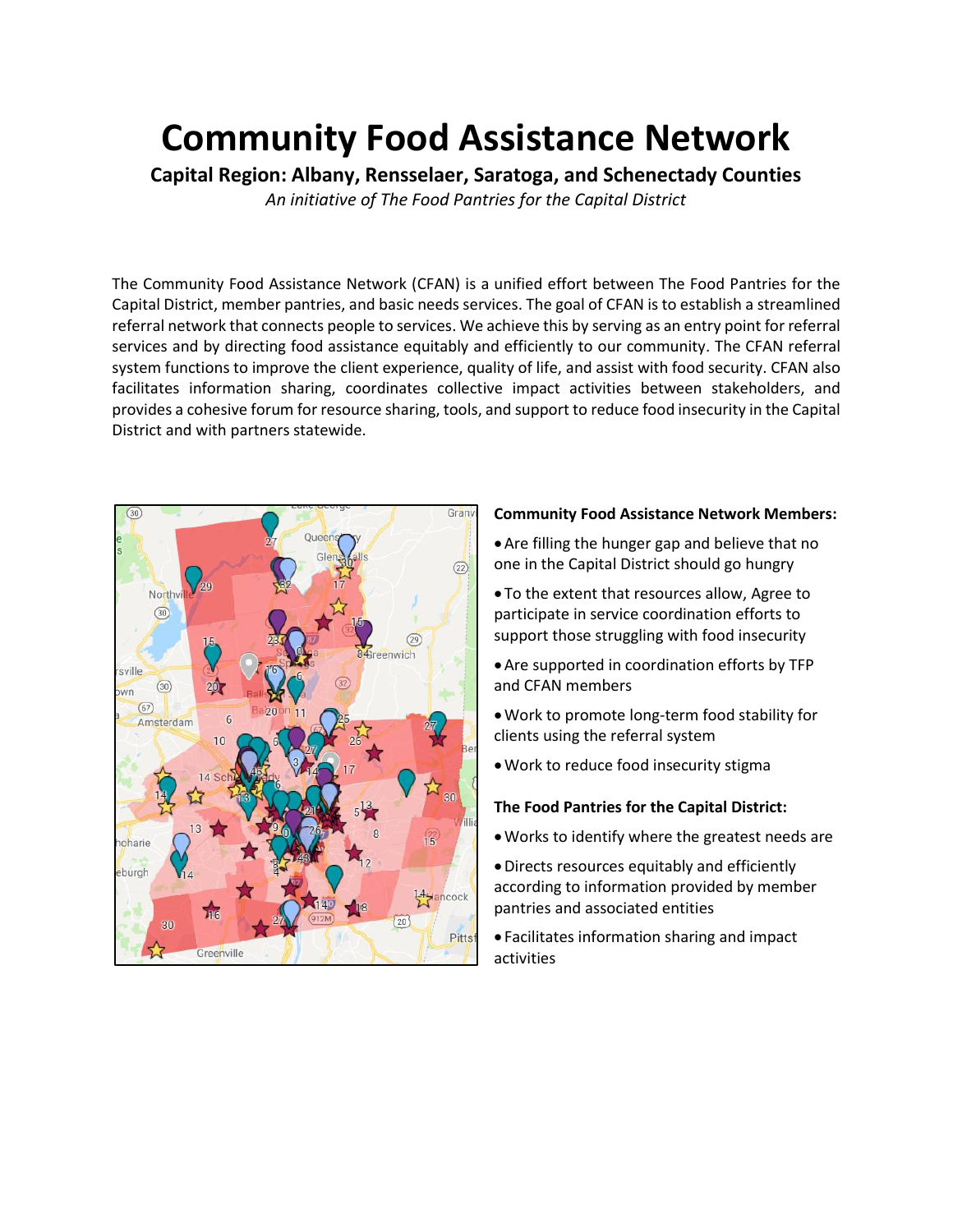# Community Food Assistance Network

**Capital Region: Albany, Rensselaer, Saratoga, and Schenectady Counties**

*An initiative of The Food Pantries for the Capital District*

The Community Food Assistance Network (CFAN) is a unified effort between The Food Pantries for the Capital District, member pantries, and basic needs services. The goal of CFAN is to establish a streamlined referral network that connects people to services. We achieve this by serving as an entry point for referral services and by directing food assistance equitably and efficiently to our community. The CFAN referral system functions to improve the client experience, quality of life, and assist with food security. CFAN also facilitates information sharing, coordinates collective impact activities between stakeholders, and provides a cohesive forum for resource sharing, tools, and support to reduce food insecurity in the Capital District and with partners statewide.

**Community Food Assistance Network Members:**

- Are filling the hunger gap and believe that no one in the Capital District should go hungry
- To the extent that resources allow, Agree to participate in service coordination efforts to support those struggling with food insecurity
- Are supported in coordination efforts by TFP and CFAN members
- Work to promote long-term food stability for clients using the referral system
- Work to reduce food insecurity stigma

**The Food Pantries for the Capital District:**

- Works to identify where the greatest needs are
- Directs resources equitably and efficiently according to information provided by member pantries and associated entities
- Facilitates information sharing and impact activities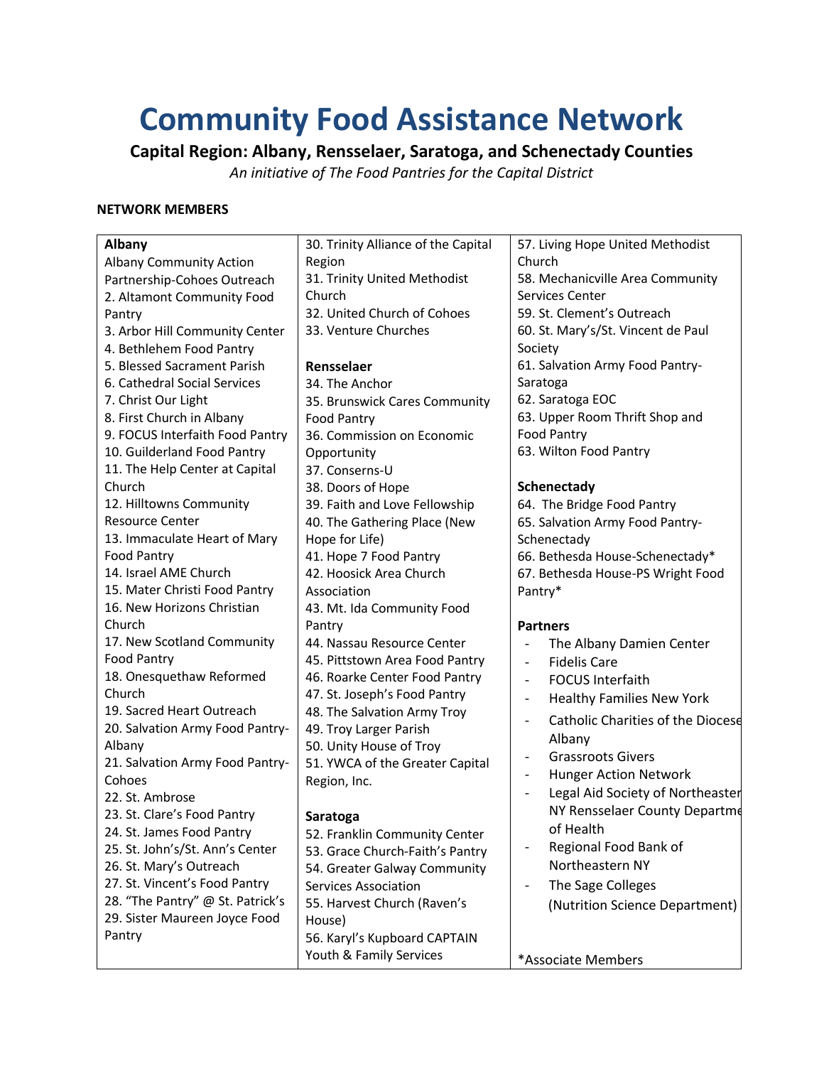# Community Food Assistance Network

**Capital Region: Albany, Rensselaer, Saratoga, and Schenectady Counties**

*An initiative of The Food Pantries for the Capital District*

**NETWORK MEMBERS**

**Albany**

Albany Community Action Partnership-Cohoes Outreach
2. Altamont Community Food Pantry
3. Arbor Hill Community Center
4. Bethlehem Food Pantry
5. Blessed Sacrament Parish
6. Cathedral Social Services
7. Christ Our Light
8. First Church in Albany
9. FOCUS Interfaith Food Pantry
10. Guilderland Food Pantry
11. The Help Center at Capital Church
12. Hilltowns Community Resource Center
13. Immaculate Heart of Mary Food Pantry
14. Israel AME Church
15. Mater Christi Food Pantry
16. New Horizons Christian Church
17. New Scotland Community Food Pantry
18. Onesquethaw Reformed Church
19. Sacred Heart Outreach
20. Salvation Army Food Pantry-Albany
21. Salvation Army Food Pantry-Cohoes
22. St. Ambrose
23. St. Clare's Food Pantry
24. St. James Food Pantry
25. St. John's/St. Ann's Center
26. St. Mary's Outreach
27. St. Vincent's Food Pantry
28. "The Pantry" @ St. Patrick's
29. Sister Maureen Joyce Food Pantry
30. Trinity Alliance of the Capital Region
31. Trinity United Methodist Church
32. United Church of Cohoes
33. Venture Churches

**Rensselaer**

34. The Anchor
35. Brunswick Cares Community Food Pantry
36. Commission on Economic Opportunity
37. Conserns-U
38. Doors of Hope
39. Faith and Love Fellowship
40. The Gathering Place (New Hope for Life)
41. Hope 7 Food Pantry
42. Hoosick Area Church Association
43. Mt. Ida Community Food Pantry
44. Nassau Resource Center
45. Pittstown Area Food Pantry
46. Roarke Center Food Pantry
47. St. Joseph's Food Pantry
48. The Salvation Army Troy
49. Troy Larger Parish
50. Unity House of Troy
51. YWCA of the Greater Capital Region, Inc.

**Saratoga**

52. Franklin Community Center
53. Grace Church-Faith's Pantry
54. Greater Galway Community Services Association
55. Harvest Church (Raven's House)
56. Karyl's Kupboard CAPTAIN Youth & Family Services
57. Living Hope United Methodist Church
58. Mechanicville Area Community Services Center
59. St. Clement's Outreach
60. St. Mary's/St. Vincent de Paul Society
61. Salvation Army Food Pantry-Saratoga
62. Saratoga EOC
63. Upper Room Thrift Shop and Food Pantry
63. Wilton Food Pantry

**Schenectady**

64. The Bridge Food Pantry
65. Salvation Army Food Pantry-Schenectady
66. Bethesda House-Schenectady*
67. Bethesda House-PS Wright Food Pantry*

**Partners**

- The Albany Damien Center
- Fidelis Care
- FOCUS Interfaith
- Healthy Families New York
- Catholic Charities of the Diocese Albany
- Grassroots Givers
- Hunger Action Network
- Legal Aid Society of Northeastern NY Rensselaer County Department of Health
- Regional Food Bank of Northeastern NY
- The Sage Colleges (Nutrition Science Department)

*Associate Members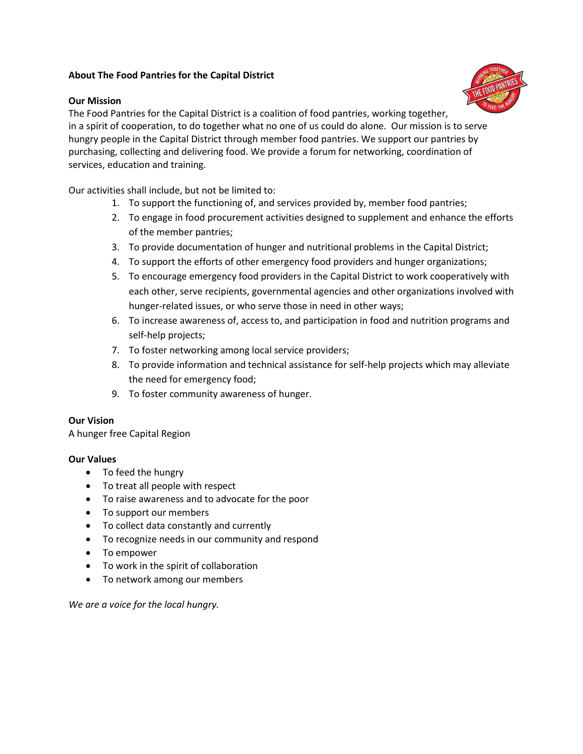## About The Food Pantries for the Capital District

### Our Mission

The Food Pantries for the Capital District is a coalition of food pantries, working together, in a spirit of cooperation, to do together what no one of us could do alone. Our mission is to serve hungry people in the Capital District through member food pantries. We support our pantries by purchasing, collecting and delivering food. We provide a forum for networking, coordination of services, education and training.

Our activities shall include, but not be limited to:

1. To support the functioning of, and services provided by, member food pantries;
2. To engage in food procurement activities designed to supplement and enhance the efforts of the member pantries;
3. To provide documentation of hunger and nutritional problems in the Capital District;
4. To support the efforts of other emergency food providers and hunger organizations;
5. To encourage emergency food providers in the Capital District to work cooperatively with each other, serve recipients, governmental agencies and other organizations involved with hunger-related issues, or who serve those in need in other ways;
6. To increase awareness of, access to, and participation in food and nutrition programs and self-help projects;
7. To foster networking among local service providers;
8. To provide information and technical assistance for self-help projects which may alleviate the need for emergency food;
9. To foster community awareness of hunger.

### Our Vision

A hunger free Capital Region

### Our Values

- To feed the hungry
- To treat all people with respect
- To raise awareness and to advocate for the poor
- To support our members
- To collect data constantly and currently
- To recognize needs in our community and respond
- To empower
- To work in the spirit of collaboration
- To network among our members

*We are a voice for the local hungry.*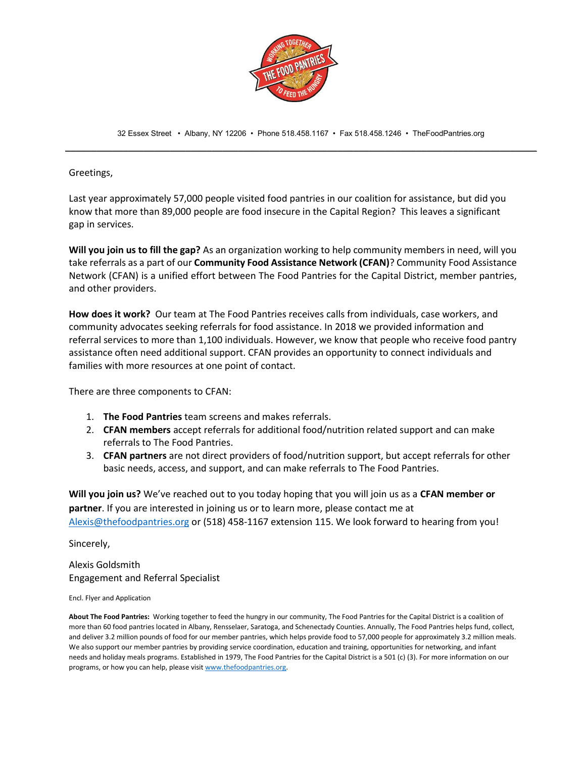32 Essex Street • Albany, NY 12206 • Phone 518.458.1167 • Fax 518.458.1246 • TheFoodPantries.org

---

Greetings,

Last year approximately 57,000 people visited food pantries in our coalition for assistance, but did you know that more than 89,000 people are food insecure in the Capital Region? This leaves a significant gap in services.

**Will you join us to fill the gap?** As an organization working to help community members in need, will you take referrals as a part of our **Community Food Assistance Network (CFAN)**? Community Food Assistance Network (CFAN) is a unified effort between The Food Pantries for the Capital District, member pantries, and other providers.

**How does it work?** Our team at The Food Pantries receives calls from individuals, case workers, and community advocates seeking referrals for food assistance. In 2018 we provided information and referral services to more than 1,100 individuals. However, we know that people who receive food pantry assistance often need additional support. CFAN provides an opportunity to connect individuals and families with more resources at one point of contact.

There are three components to CFAN:

1. **The Food Pantries** team screens and makes referrals.
2. **CFAN members** accept referrals for additional food/nutrition related support and can make referrals to The Food Pantries.
3. **CFAN partners** are not direct providers of food/nutrition support, but accept referrals for other basic needs, access, and support, and can make referrals to The Food Pantries.

**Will you join us?** We've reached out to you today hoping that you will join us as a **CFAN member or partner**. If you are interested in joining us or to learn more, please contact me at Alexis@thefoodpantries.org or (518) 458-1167 extension 115. We look forward to hearing from you!

Sincerely,

Alexis Goldsmith
Engagement and Referral Specialist

Encl. Flyer and Application

**About The Food Pantries:** Working together to feed the hungry in our community, The Food Pantries for the Capital District is a coalition of more than 60 food pantries located in Albany, Rensselaer, Saratoga, and Schenectady Counties. Annually, The Food Pantries helps fund, collect, and deliver 3.2 million pounds of food for our member pantries, which helps provide food to 57,000 people for approximately 3.2 million meals. We also support our member pantries by providing service coordination, education and training, opportunities for networking, and infant needs and holiday meals programs. Established in 1979, The Food Pantries for the Capital District is a 501 (c) (3). For more information on our programs, or how you can help, please visit www.thefoodpantries.org.